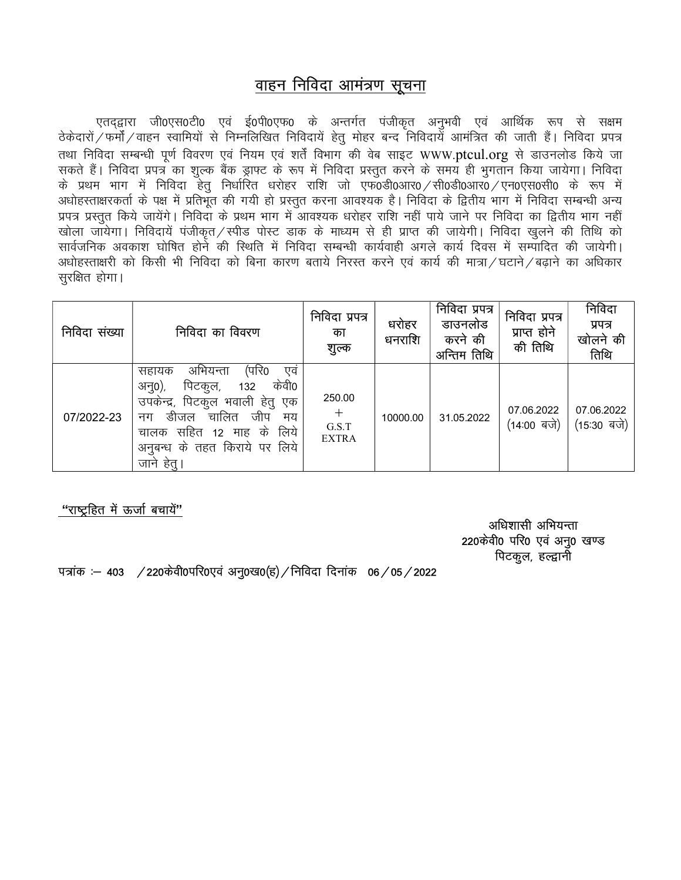# वाहन निविदा आमंत्रण सूचना

एतद्द्वारा जी0एस0टी0 एवं ई0पी0एफ0 के अन्तर्गत पंजीकृत अनुभवी एवं आर्थिक रूप से सक्षम ठेकेदारों/फर्मों/वाहन स्वामियों से निम्नलिखित निविदायें हेतु मोहर बन्द निविदायें आमंत्रित की जाती हैं। निविदा प्रपत्र तथा निविदा सम्बन्धी पूर्ण विवरण एवं नियम एवं शर्तें विभाग की वेब साइट www.ptcul.org से डाउनलोड किये जा सकते हैं। निविदा प्रपत्र का शुल्क बैंक ड्राफ्ट के रूप में निविदा प्रस्तुत करने के समय ही भुगतान किया जायेगा। निविदा के प्रथम भाग में निविदा हेतु निर्धारित धरोहर राशि जो एफ0डी0आर0/सी0डी0आर0/एन0एस0सी0 के रूप में अधोहस्ताक्षरकर्ता के पक्ष में प्रतिभूत की गयी हो प्रस्तुत करना आवश्यक है। निविदा के द्वितीय भाग में निविदा सम्बन्धी अन्य प्रपत्र प्रस्तुत किये जायेंगे। निविदा के प्रथम भाग में आवश्यक धरोहर राशि नहीं पाये जाने पर निविदा का द्वितीय भाग नहीं खोला जायेगा। निविदायें पंजीकृत/स्पीड पोस्ट डाक के माध्यम से ही प्राप्त की जायेगी। निविदा खुलने की तिथि को सार्वजनिक अवकाश घोषित होने की स्थिति में निविदा सम्बन्धी कार्यवाही अगले कार्य दिवस में सम्पादित की जायेगी। अधोहस्ताक्षरी को किसी भी निविदा को बिना कारण बताये निरस्त करने एवं कार्य की मात्रा/घटाने/बढ़ाने का अधिकार सुरक्षित होगा।

| निविदा संख्या | निविदा का विवरण | निविदा प्रपत्र का शुल्क | धरोहर धनराशि | निविदा प्रपत्र डाउनलोड करने की अन्तिम तिथि | निविदा प्रपत्र प्राप्त होने की तिथि | निविदा प्रपत्र खोलने की तिथि |
|---|---|---|---|---|---|---|
| 07/2022-23 | सहायक अभियन्ता (परि0 एवं अनु0), पिटकुल, 132 केवी0 उपकेन्द्र, पिटकुल भवाली हेतु एक नग डीजल चालित जीप मय चालक सहित 12 माह के लिये अनुबन्ध के तहत किराये पर लिये जाने हेतु। | 250.00 + G.S.T EXTRA | 10000.00 | 31.05.2022 | 07.06.2022 (14:00 बजे) | 07.06.2022 (15:30 बजे) |

"राष्ट्रहित में ऊर्जा बचायें"

अधिशासी अभियन्ता
220केवी0 परि0 एवं अनु0 खण्ड
पिटकुल, हल्द्वानी

पत्रांक :– 403 /220केवी0परि0एवं अनु0ख0(ह)/निविदा दिनांक 06/05/2022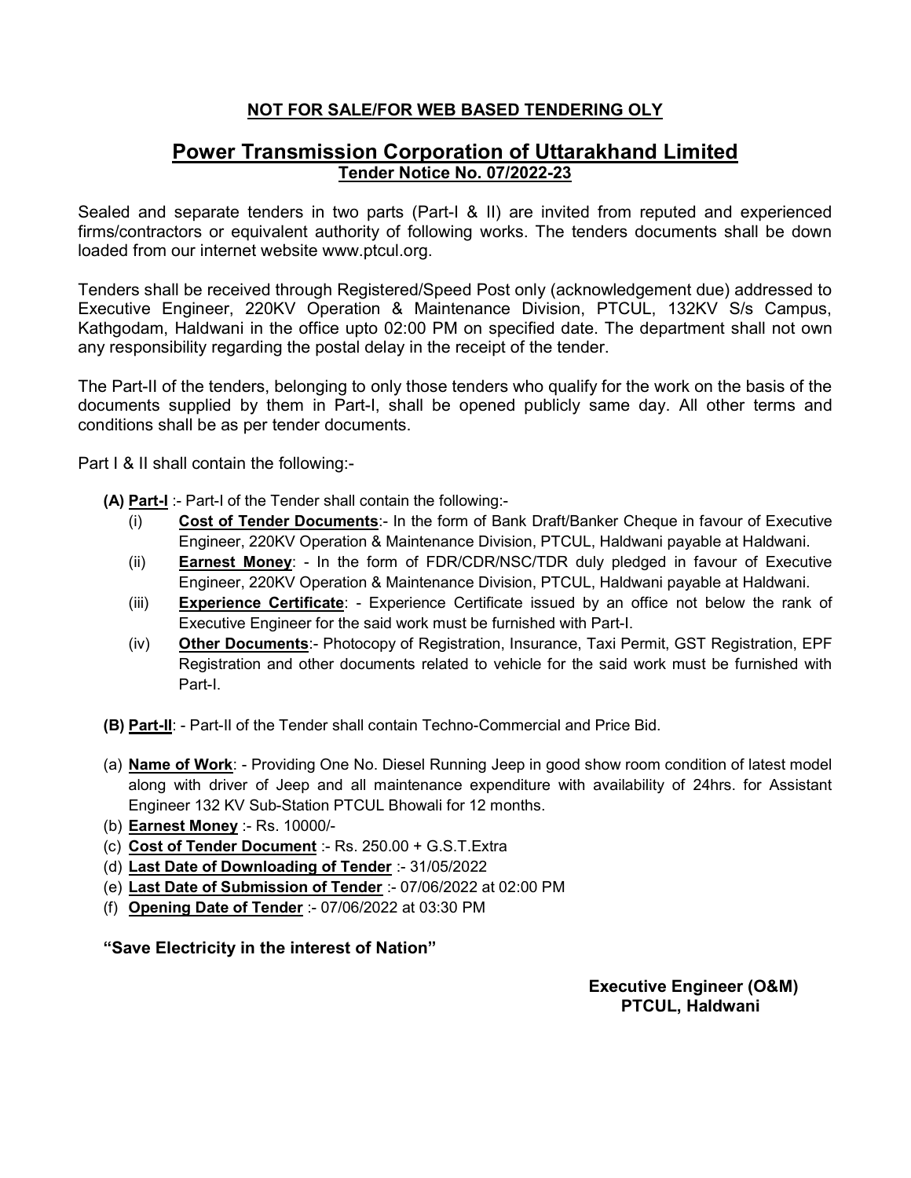**NOT FOR SALE/FOR WEB BASED TENDERING OLY**

# Power Transmission Corporation of Uttarakhand Limited

## Tender Notice No. 07/2022-23

Sealed and separate tenders in two parts (Part-I & II) are invited from reputed and experienced firms/contractors or equivalent authority of following works. The tenders documents shall be down loaded from our internet website www.ptcul.org.

Tenders shall be received through Registered/Speed Post only (acknowledgement due) addressed to Executive Engineer, 220KV Operation & Maintenance Division, PTCUL, 132KV S/s Campus, Kathgodam, Haldwani in the office upto 02:00 PM on specified date. The department shall not own any responsibility regarding the postal delay in the receipt of the tender.

The Part-II of the tenders, belonging to only those tenders who qualify for the work on the basis of the documents supplied by them in Part-I, shall be opened publicly same day. All other terms and conditions shall be as per tender documents.

Part I & II shall contain the following:-

**(A) Part-I** :- Part-I of the Tender shall contain the following:-

- (i) **Cost of Tender Documents**:- In the form of Bank Draft/Banker Cheque in favour of Executive Engineer, 220KV Operation & Maintenance Division, PTCUL, Haldwani payable at Haldwani.
- (ii) **Earnest Money**: - In the form of FDR/CDR/NSC/TDR duly pledged in favour of Executive Engineer, 220KV Operation & Maintenance Division, PTCUL, Haldwani payable at Haldwani.
- (iii) **Experience Certificate**: - Experience Certificate issued by an office not below the rank of Executive Engineer for the said work must be furnished with Part-I.
- (iv) **Other Documents**:- Photocopy of Registration, Insurance, Taxi Permit, GST Registration, EPF Registration and other documents related to vehicle for the said work must be furnished with Part-I.

**(B) Part-II**: - Part-II of the Tender shall contain Techno-Commercial and Price Bid.

- (a) **Name of Work**: - Providing One No. Diesel Running Jeep in good show room condition of latest model along with driver of Jeep and all maintenance expenditure with availability of 24hrs. for Assistant Engineer 132 KV Sub-Station PTCUL Bhowali for 12 months.
- (b) **Earnest Money** :- Rs. 10000/-
- (c) **Cost of Tender Document** :- Rs. 250.00 + G.S.T.Extra
- (d) **Last Date of Downloading of Tender** :- 31/05/2022
- (e) **Last Date of Submission of Tender** :- 07/06/2022 at 02:00 PM
- (f) **Opening Date of Tender** :- 07/06/2022 at 03:30 PM

**"Save Electricity in the interest of Nation"**

**Executive Engineer (O&M)**
**PTCUL, Haldwani**